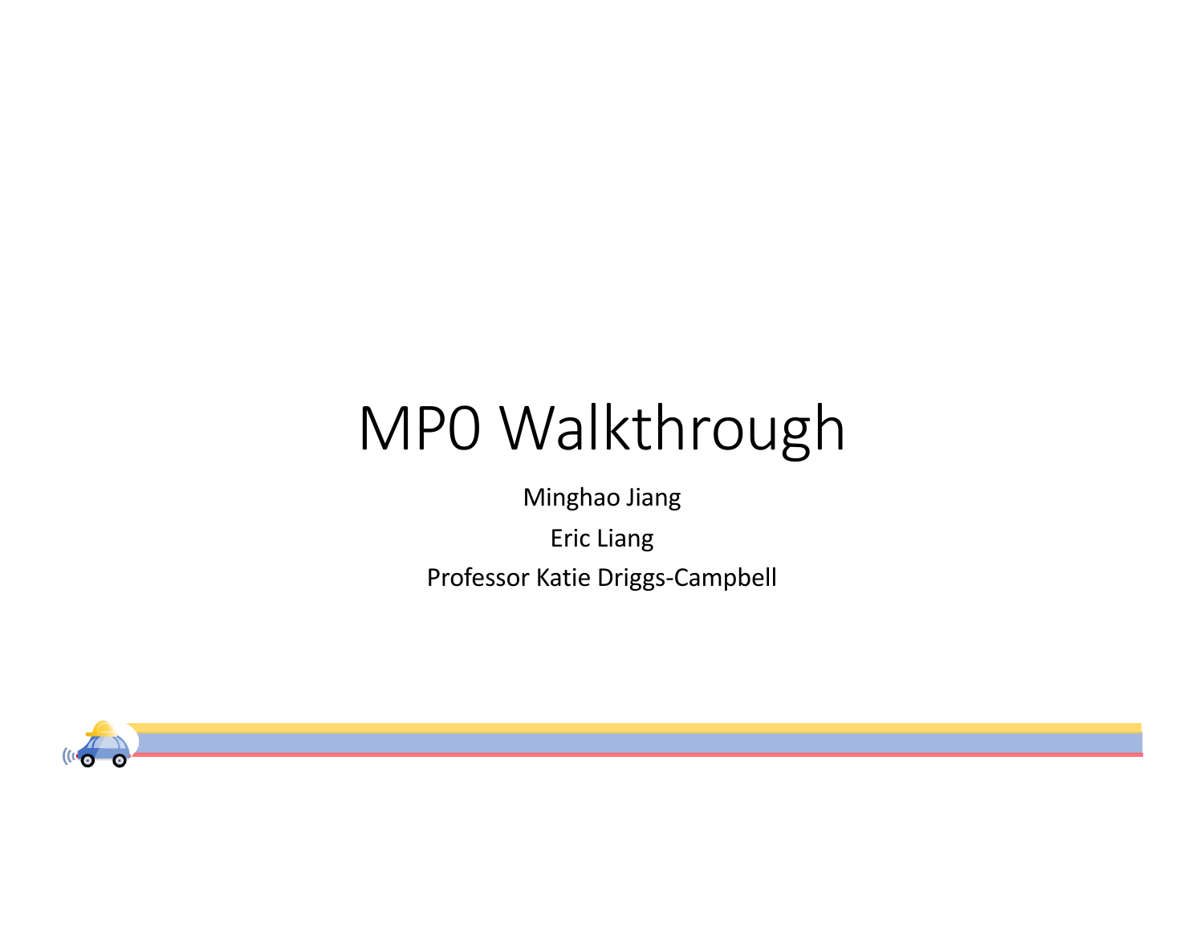# MP0 Walkthrough

Minghao Jiang

Eric Liang

Professor Katie Driggs-Campbell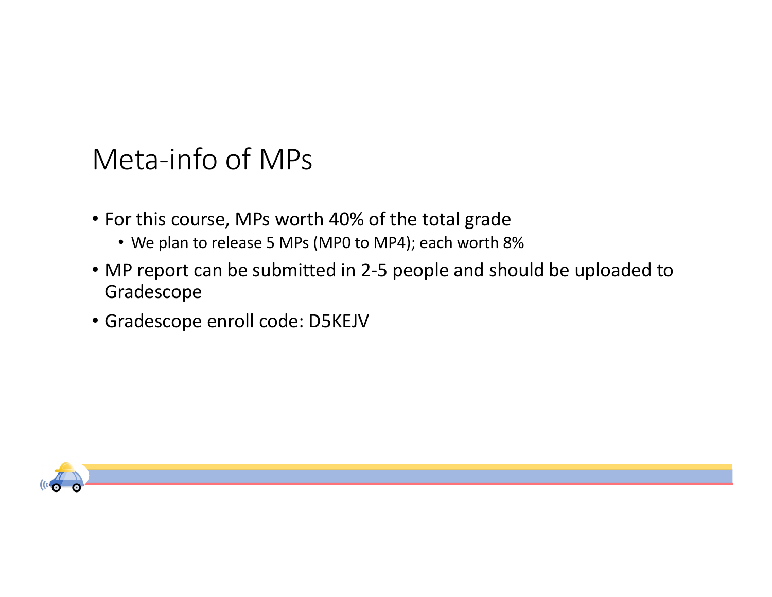# Meta-info of MPs

- For this course, MPs worth 40% of the total grade
  - We plan to release 5 MPs (MP0 to MP4); each worth 8%
- MP report can be submitted in 2-5 people and should be uploaded to Gradescope
- Gradescope enroll code: D5KEJV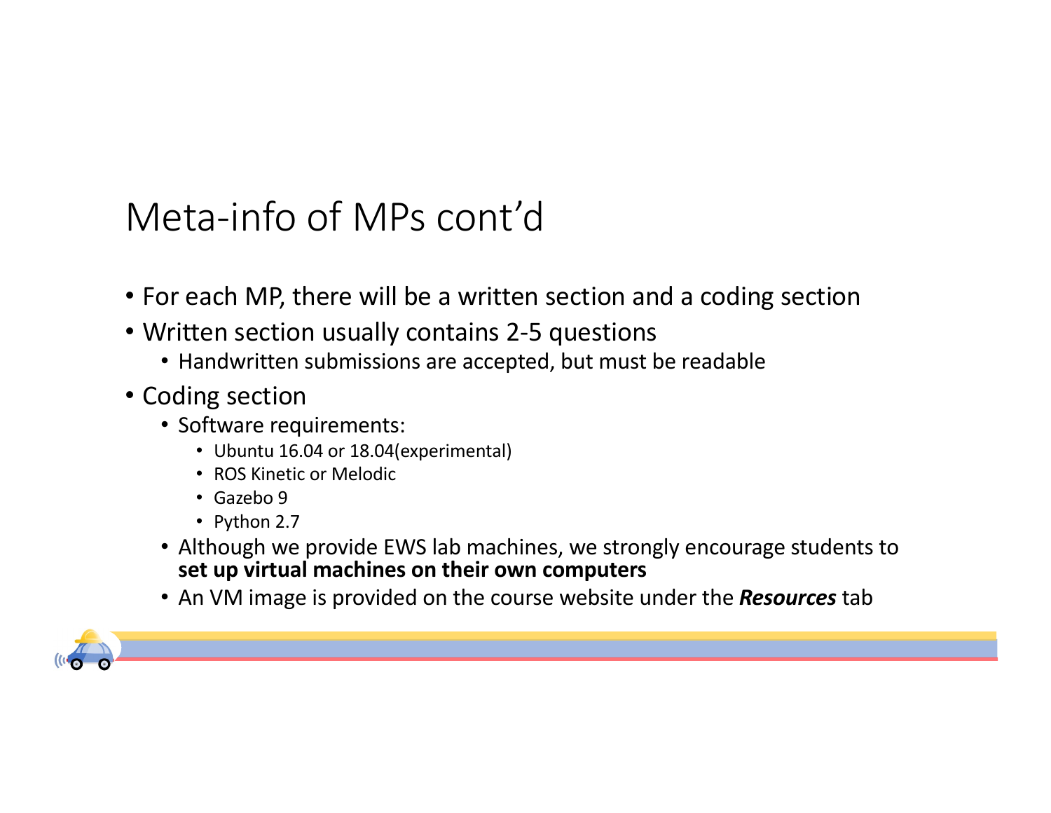# Meta-info of MPs cont'd

- For each MP, there will be a written section and a coding section
- Written section usually contains 2-5 questions
  - Handwritten submissions are accepted, but must be readable
- Coding section
  - Software requirements:
    - Ubuntu 16.04 or 18.04(experimental)
    - ROS Kinetic or Melodic
    - Gazebo 9
    - Python 2.7
  - Although we provide EWS lab machines, we strongly encourage students to **set up virtual machines on their own computers**
  - An VM image is provided on the course website under the ***Resources*** tab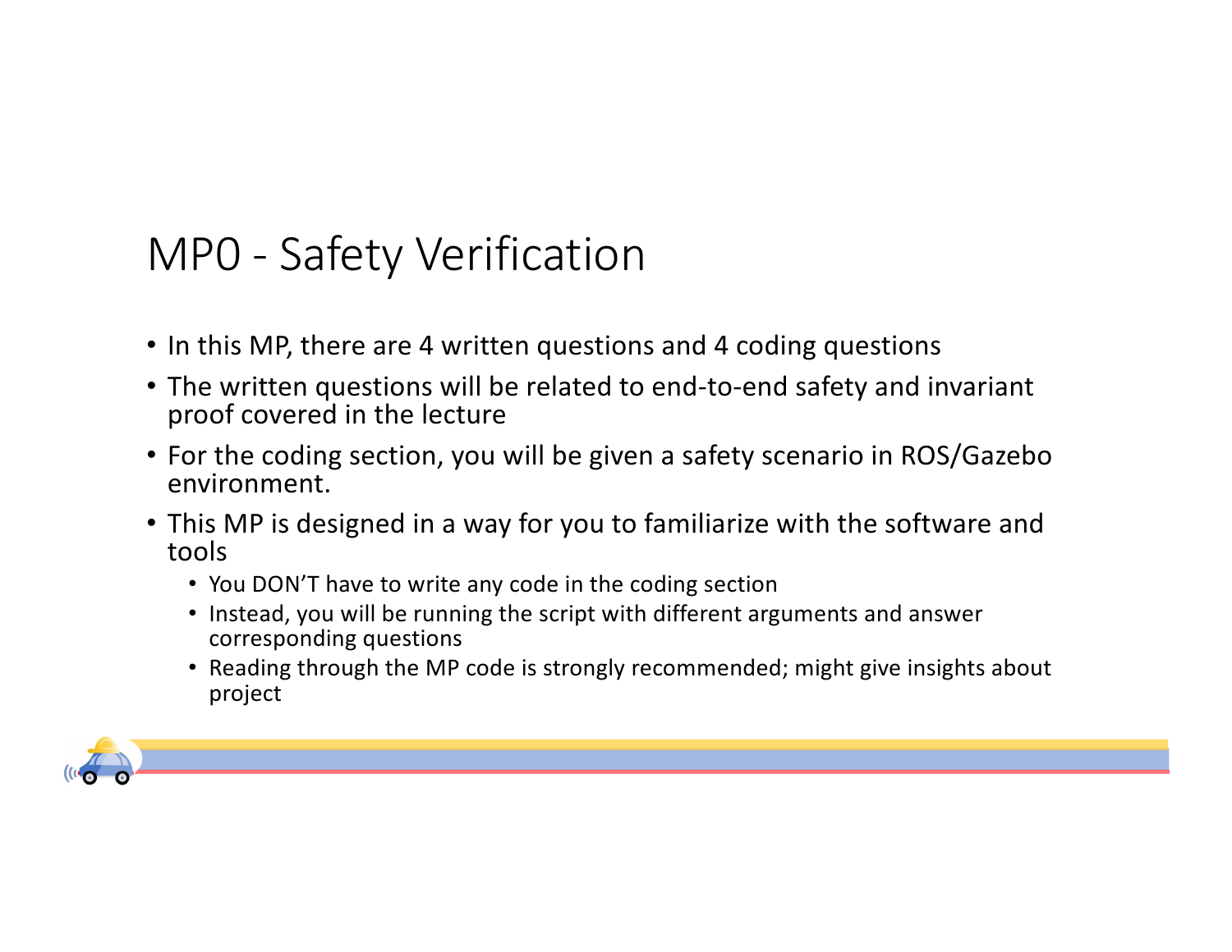# MP0 - Safety Verification

- In this MP, there are 4 written questions and 4 coding questions
- The written questions will be related to end-to-end safety and invariant proof covered in the lecture
- For the coding section, you will be given a safety scenario in ROS/Gazebo environment.
- This MP is designed in a way for you to familiarize with the software and tools
  - You DON'T have to write any code in the coding section
  - Instead, you will be running the script with different arguments and answer corresponding questions
  - Reading through the MP code is strongly recommended; might give insights about project